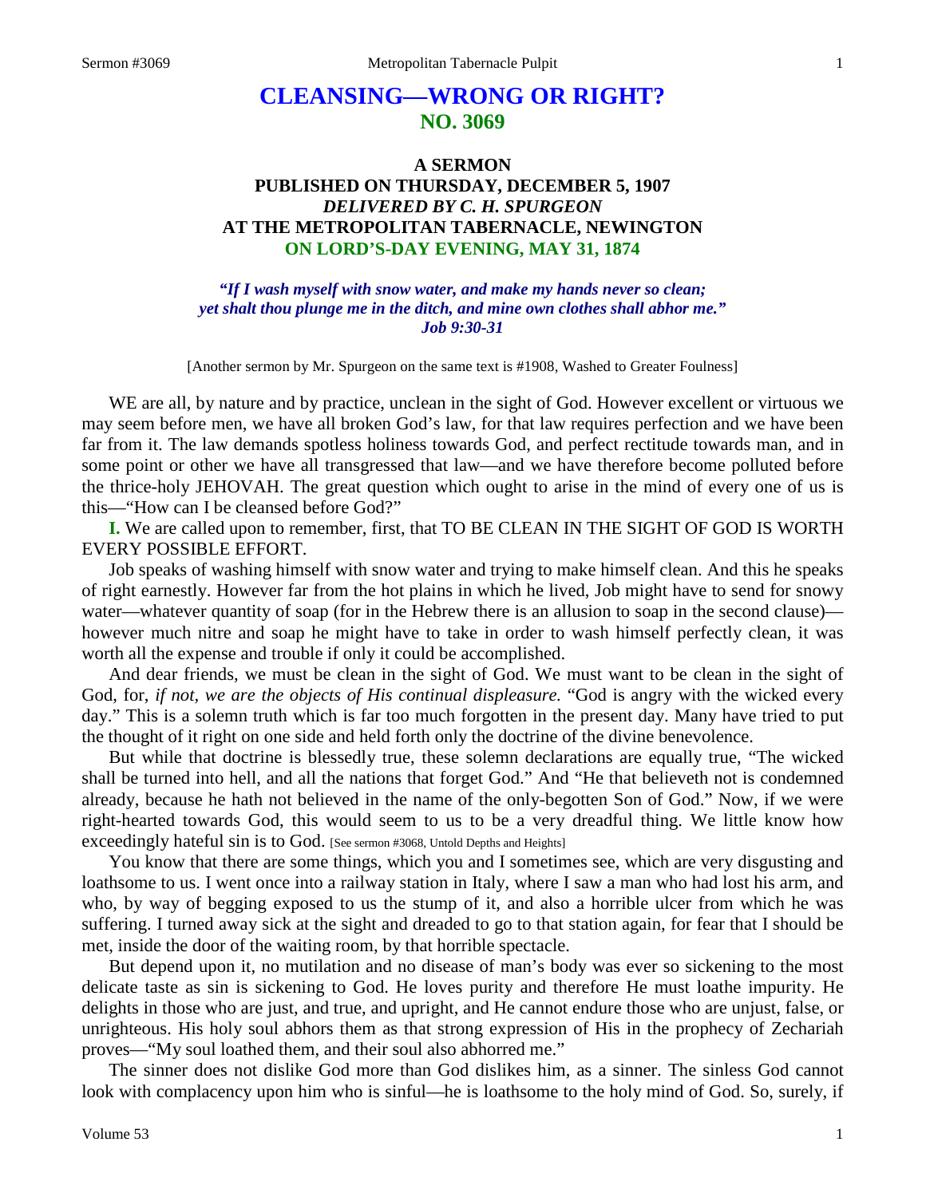# CLEANSING—WRONG OR RIGHT?
## NO. 3069

### A SERMON
### PUBLISHED ON THURSDAY, DECEMBER 5, 1907
### *DELIVERED BY C. H. SPURGEON*
### AT THE METROPOLITAN TABERNACLE, NEWINGTON
### ON LORD'S-DAY EVENING, MAY 31, 1874

***"If I wash myself with snow water, and make my hands never so clean; yet shalt thou plunge me in the ditch, and mine own clothes shall abhor me." Job 9:30-31***

[Another sermon by Mr. Spurgeon on the same text is #1908, Washed to Greater Foulness]

WE are all, by nature and by practice, unclean in the sight of God. However excellent or virtuous we may seem before men, we have all broken God's law, for that law requires perfection and we have been far from it. The law demands spotless holiness towards God, and perfect rectitude towards man, and in some point or other we have all transgressed that law—and we have therefore become polluted before the thrice-holy JEHOVAH. The great question which ought to arise in the mind of every one of us is this—"How can I be cleansed before God?"

**I.** We are called upon to remember, first, that TO BE CLEAN IN THE SIGHT OF GOD IS WORTH EVERY POSSIBLE EFFORT.

Job speaks of washing himself with snow water and trying to make himself clean. And this he speaks of right earnestly. However far from the hot plains in which he lived, Job might have to send for snowy water—whatever quantity of soap (for in the Hebrew there is an allusion to soap in the second clause)—however much nitre and soap he might have to take in order to wash himself perfectly clean, it was worth all the expense and trouble if only it could be accomplished.

And dear friends, we must be clean in the sight of God. We must want to be clean in the sight of God, for, *if not, we are the objects of His continual displeasure.* "God is angry with the wicked every day." This is a solemn truth which is far too much forgotten in the present day. Many have tried to put the thought of it right on one side and held forth only the doctrine of the divine benevolence.

But while that doctrine is blessedly true, these solemn declarations are equally true, "The wicked shall be turned into hell, and all the nations that forget God." And "He that believeth not is condemned already, because he hath not believed in the name of the only-begotten Son of God." Now, if we were right-hearted towards God, this would seem to us to be a very dreadful thing. We little know how exceedingly hateful sin is to God. [See sermon #3068, Untold Depths and Heights]

You know that there are some things, which you and I sometimes see, which are very disgusting and loathsome to us. I went once into a railway station in Italy, where I saw a man who had lost his arm, and who, by way of begging exposed to us the stump of it, and also a horrible ulcer from which he was suffering. I turned away sick at the sight and dreaded to go to that station again, for fear that I should be met, inside the door of the waiting room, by that horrible spectacle.

But depend upon it, no mutilation and no disease of man's body was ever so sickening to the most delicate taste as sin is sickening to God. He loves purity and therefore He must loathe impurity. He delights in those who are just, and true, and upright, and He cannot endure those who are unjust, false, or unrighteous. His holy soul abhors them as that strong expression of His in the prophecy of Zechariah proves—"My soul loathed them, and their soul also abhorred me."

The sinner does not dislike God more than God dislikes him, as a sinner. The sinless God cannot look with complacency upon him who is sinful—he is loathsome to the holy mind of God. So, surely, if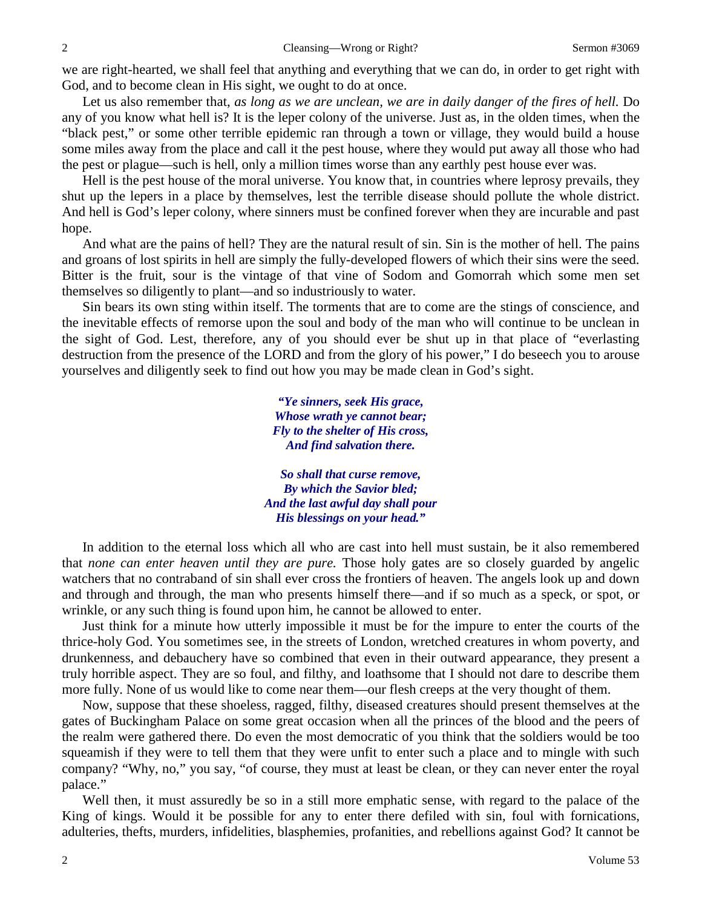we are right-hearted, we shall feel that anything and everything that we can do, in order to get right with God, and to become clean in His sight, we ought to do at once.

Let us also remember that, *as long as we are unclean, we are in daily danger of the fires of hell.* Do any of you know what hell is? It is the leper colony of the universe. Just as, in the olden times, when the "black pest," or some other terrible epidemic ran through a town or village, they would build a house some miles away from the place and call it the pest house, where they would put away all those who had the pest or plague—such is hell, only a million times worse than any earthly pest house ever was.

Hell is the pest house of the moral universe. You know that, in countries where leprosy prevails, they shut up the lepers in a place by themselves, lest the terrible disease should pollute the whole district. And hell is God's leper colony, where sinners must be confined forever when they are incurable and past hope.

And what are the pains of hell? They are the natural result of sin. Sin is the mother of hell. The pains and groans of lost spirits in hell are simply the fully-developed flowers of which their sins were the seed. Bitter is the fruit, sour is the vintage of that vine of Sodom and Gomorrah which some men set themselves so diligently to plant—and so industriously to water.

Sin bears its own sting within itself. The torments that are to come are the stings of conscience, and the inevitable effects of remorse upon the soul and body of the man who will continue to be unclean in the sight of God. Lest, therefore, any of you should ever be shut up in that place of "everlasting destruction from the presence of the LORD and from the glory of his power," I do beseech you to arouse yourselves and diligently seek to find out how you may be made clean in God's sight.

> ***"Ye sinners, seek His grace,***
> ***Whose wrath ye cannot bear;***
> ***Fly to the shelter of His cross,***
> ***And find salvation there.***
>
> ***So shall that curse remove,***
> ***By which the Savior bled;***
> ***And the last awful day shall pour***
> ***His blessings on your head."***

In addition to the eternal loss which all who are cast into hell must sustain, be it also remembered that *none can enter heaven until they are pure.* Those holy gates are so closely guarded by angelic watchers that no contraband of sin shall ever cross the frontiers of heaven. The angels look up and down and through and through, the man who presents himself there—and if so much as a speck, or spot, or wrinkle, or any such thing is found upon him, he cannot be allowed to enter.

Just think for a minute how utterly impossible it must be for the impure to enter the courts of the thrice-holy God. You sometimes see, in the streets of London, wretched creatures in whom poverty, and drunkenness, and debauchery have so combined that even in their outward appearance, they present a truly horrible aspect. They are so foul, and filthy, and loathsome that I should not dare to describe them more fully. None of us would like to come near them—our flesh creeps at the very thought of them.

Now, suppose that these shoeless, ragged, filthy, diseased creatures should present themselves at the gates of Buckingham Palace on some great occasion when all the princes of the blood and the peers of the realm were gathered there. Do even the most democratic of you think that the soldiers would be too squeamish if they were to tell them that they were unfit to enter such a place and to mingle with such company? "Why, no," you say, "of course, they must at least be clean, or they can never enter the royal palace."

Well then, it must assuredly be so in a still more emphatic sense, with regard to the palace of the King of kings. Would it be possible for any to enter there defiled with sin, foul with fornications, adulteries, thefts, murders, infidelities, blasphemies, profanities, and rebellions against God? It cannot be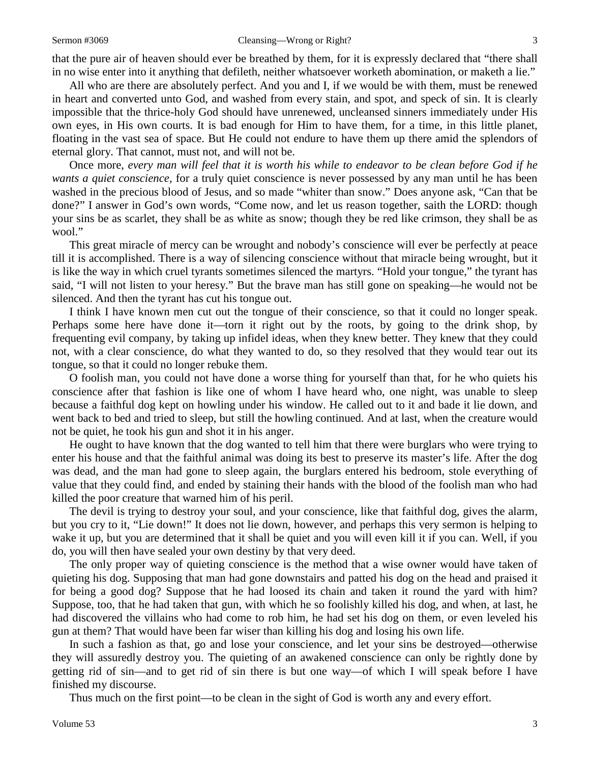that the pure air of heaven should ever be breathed by them, for it is expressly declared that "there shall in no wise enter into it anything that defileth, neither whatsoever worketh abomination, or maketh a lie."

All who are there are absolutely perfect. And you and I, if we would be with them, must be renewed in heart and converted unto God, and washed from every stain, and spot, and speck of sin. It is clearly impossible that the thrice-holy God should have unrenewed, uncleansed sinners immediately under His own eyes, in His own courts. It is bad enough for Him to have them, for a time, in this little planet, floating in the vast sea of space. But He could not endure to have them up there amid the splendors of eternal glory. That cannot, must not, and will not be.

Once more, *every man will feel that it is worth his while to endeavor to be clean before God if he wants a quiet conscience,* for a truly quiet conscience is never possessed by any man until he has been washed in the precious blood of Jesus, and so made "whiter than snow." Does anyone ask, "Can that be done?" I answer in God's own words, "Come now, and let us reason together, saith the LORD: though your sins be as scarlet, they shall be as white as snow; though they be red like crimson, they shall be as wool."

This great miracle of mercy can be wrought and nobody's conscience will ever be perfectly at peace till it is accomplished. There is a way of silencing conscience without that miracle being wrought, but it is like the way in which cruel tyrants sometimes silenced the martyrs. "Hold your tongue," the tyrant has said, "I will not listen to your heresy." But the brave man has still gone on speaking—he would not be silenced. And then the tyrant has cut his tongue out.

I think I have known men cut out the tongue of their conscience, so that it could no longer speak. Perhaps some here have done it—torn it right out by the roots, by going to the drink shop, by frequenting evil company, by taking up infidel ideas, when they knew better. They knew that they could not, with a clear conscience, do what they wanted to do, so they resolved that they would tear out its tongue, so that it could no longer rebuke them.

O foolish man, you could not have done a worse thing for yourself than that, for he who quiets his conscience after that fashion is like one of whom I have heard who, one night, was unable to sleep because a faithful dog kept on howling under his window. He called out to it and bade it lie down, and went back to bed and tried to sleep, but still the howling continued. And at last, when the creature would not be quiet, he took his gun and shot it in his anger.

He ought to have known that the dog wanted to tell him that there were burglars who were trying to enter his house and that the faithful animal was doing its best to preserve its master's life. After the dog was dead, and the man had gone to sleep again, the burglars entered his bedroom, stole everything of value that they could find, and ended by staining their hands with the blood of the foolish man who had killed the poor creature that warned him of his peril.

The devil is trying to destroy your soul, and your conscience, like that faithful dog, gives the alarm, but you cry to it, "Lie down!" It does not lie down, however, and perhaps this very sermon is helping to wake it up, but you are determined that it shall be quiet and you will even kill it if you can. Well, if you do, you will then have sealed your own destiny by that very deed.

The only proper way of quieting conscience is the method that a wise owner would have taken of quieting his dog. Supposing that man had gone downstairs and patted his dog on the head and praised it for being a good dog? Suppose that he had loosed its chain and taken it round the yard with him? Suppose, too, that he had taken that gun, with which he so foolishly killed his dog, and when, at last, he had discovered the villains who had come to rob him, he had set his dog on them, or even leveled his gun at them? That would have been far wiser than killing his dog and losing his own life.

In such a fashion as that, go and lose your conscience, and let your sins be destroyed—otherwise they will assuredly destroy you. The quieting of an awakened conscience can only be rightly done by getting rid of sin—and to get rid of sin there is but one way—of which I will speak before I have finished my discourse.

Thus much on the first point—to be clean in the sight of God is worth any and every effort.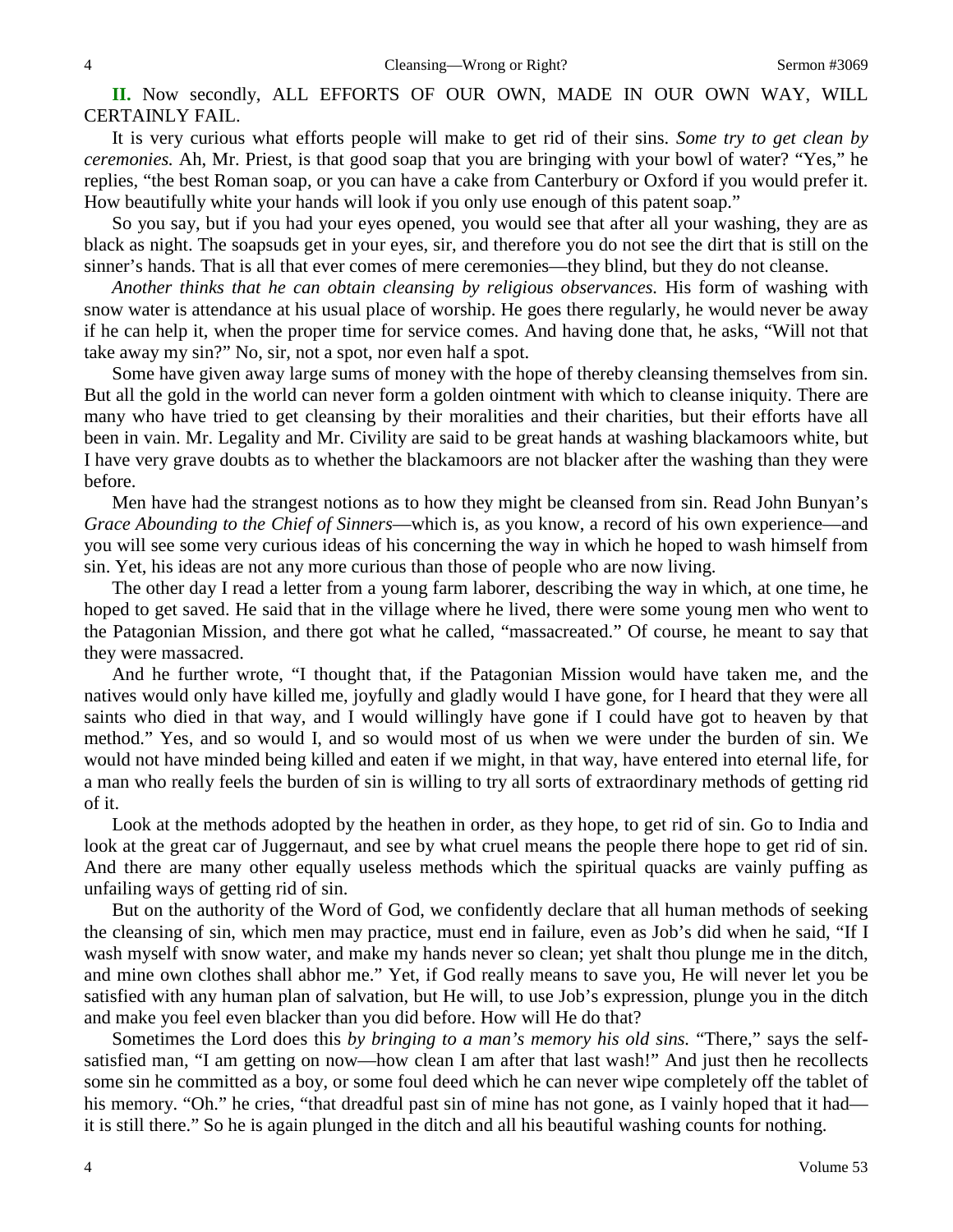**II.** Now secondly, ALL EFFORTS OF OUR OWN, MADE IN OUR OWN WAY, WILL CERTAINLY FAIL.

It is very curious what efforts people will make to get rid of their sins. *Some try to get clean by ceremonies.* Ah, Mr. Priest, is that good soap that you are bringing with your bowl of water? "Yes," he replies, "the best Roman soap, or you can have a cake from Canterbury or Oxford if you would prefer it. How beautifully white your hands will look if you only use enough of this patent soap."

So you say, but if you had your eyes opened, you would see that after all your washing, they are as black as night. The soapsuds get in your eyes, sir, and therefore you do not see the dirt that is still on the sinner's hands. That is all that ever comes of mere ceremonies—they blind, but they do not cleanse.

*Another thinks that he can obtain cleansing by religious observances.* His form of washing with snow water is attendance at his usual place of worship. He goes there regularly, he would never be away if he can help it, when the proper time for service comes. And having done that, he asks, "Will not that take away my sin?" No, sir, not a spot, nor even half a spot.

Some have given away large sums of money with the hope of thereby cleansing themselves from sin. But all the gold in the world can never form a golden ointment with which to cleanse iniquity. There are many who have tried to get cleansing by their moralities and their charities, but their efforts have all been in vain. Mr. Legality and Mr. Civility are said to be great hands at washing blackamoors white, but I have very grave doubts as to whether the blackamoors are not blacker after the washing than they were before.

Men have had the strangest notions as to how they might be cleansed from sin. Read John Bunyan's *Grace Abounding to the Chief of Sinners*—which is, as you know, a record of his own experience—and you will see some very curious ideas of his concerning the way in which he hoped to wash himself from sin. Yet, his ideas are not any more curious than those of people who are now living.

The other day I read a letter from a young farm laborer, describing the way in which, at one time, he hoped to get saved. He said that in the village where he lived, there were some young men who went to the Patagonian Mission, and there got what he called, "massacreated." Of course, he meant to say that they were massacred.

And he further wrote, "I thought that, if the Patagonian Mission would have taken me, and the natives would only have killed me, joyfully and gladly would I have gone, for I heard that they were all saints who died in that way, and I would willingly have gone if I could have got to heaven by that method." Yes, and so would I, and so would most of us when we were under the burden of sin. We would not have minded being killed and eaten if we might, in that way, have entered into eternal life, for a man who really feels the burden of sin is willing to try all sorts of extraordinary methods of getting rid of it.

Look at the methods adopted by the heathen in order, as they hope, to get rid of sin. Go to India and look at the great car of Juggernaut, and see by what cruel means the people there hope to get rid of sin. And there are many other equally useless methods which the spiritual quacks are vainly puffing as unfailing ways of getting rid of sin.

But on the authority of the Word of God, we confidently declare that all human methods of seeking the cleansing of sin, which men may practice, must end in failure, even as Job's did when he said, "If I wash myself with snow water, and make my hands never so clean; yet shalt thou plunge me in the ditch, and mine own clothes shall abhor me." Yet, if God really means to save you, He will never let you be satisfied with any human plan of salvation, but He will, to use Job's expression, plunge you in the ditch and make you feel even blacker than you did before. How will He do that?

Sometimes the Lord does this *by bringing to a man's memory his old sins.* "There," says the self-satisfied man, "I am getting on now—how clean I am after that last wash!" And just then he recollects some sin he committed as a boy, or some foul deed which he can never wipe completely off the tablet of his memory. "Oh." he cries, "that dreadful past sin of mine has not gone, as I vainly hoped that it had—it is still there." So he is again plunged in the ditch and all his beautiful washing counts for nothing.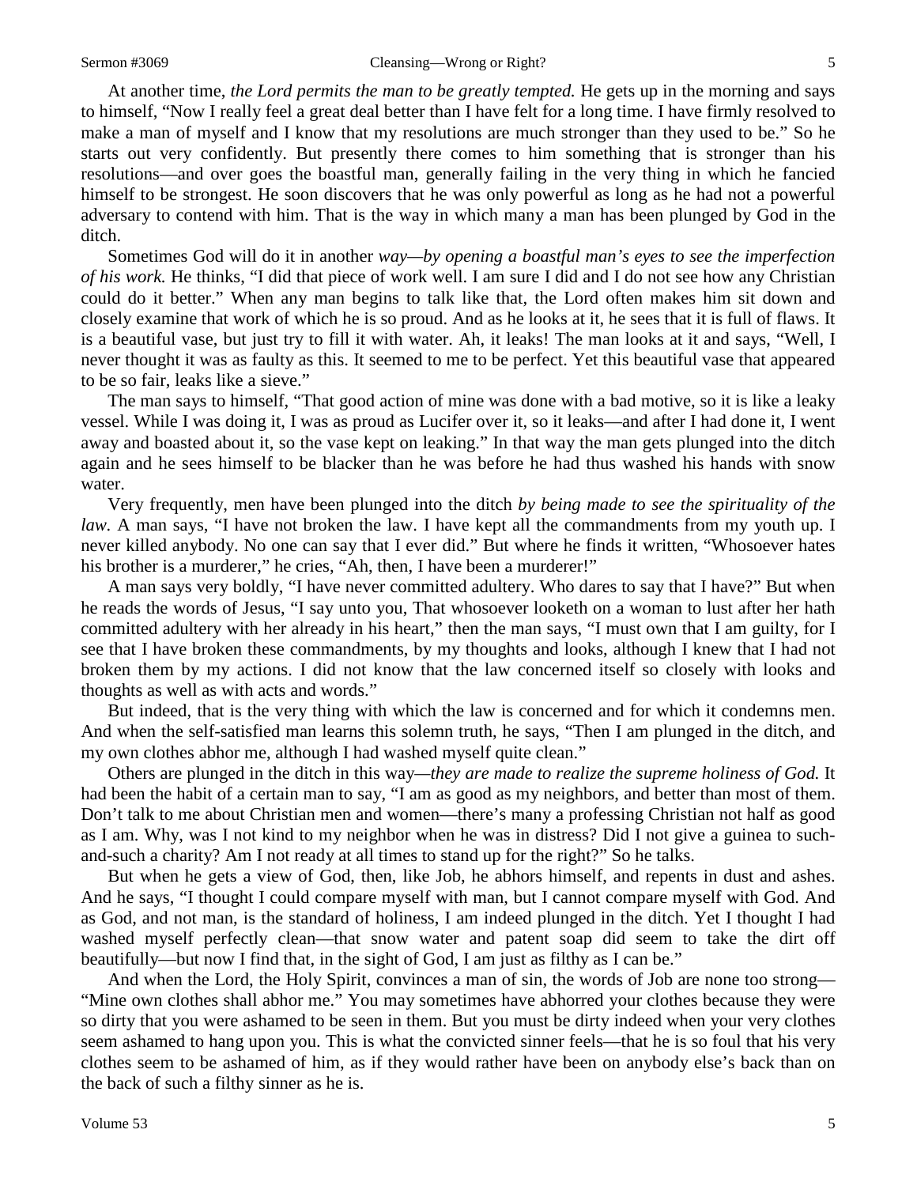At another time, *the Lord permits the man to be greatly tempted.* He gets up in the morning and says to himself, "Now I really feel a great deal better than I have felt for a long time. I have firmly resolved to make a man of myself and I know that my resolutions are much stronger than they used to be." So he starts out very confidently. But presently there comes to him something that is stronger than his resolutions—and over goes the boastful man, generally failing in the very thing in which he fancied himself to be strongest. He soon discovers that he was only powerful as long as he had not a powerful adversary to contend with him. That is the way in which many a man has been plunged by God in the ditch.

Sometimes God will do it in another *way—by opening a boastful man's eyes to see the imperfection of his work.* He thinks, "I did that piece of work well. I am sure I did and I do not see how any Christian could do it better." When any man begins to talk like that, the Lord often makes him sit down and closely examine that work of which he is so proud. And as he looks at it, he sees that it is full of flaws. It is a beautiful vase, but just try to fill it with water. Ah, it leaks! The man looks at it and says, "Well, I never thought it was as faulty as this. It seemed to me to be perfect. Yet this beautiful vase that appeared to be so fair, leaks like a sieve."

The man says to himself, "That good action of mine was done with a bad motive, so it is like a leaky vessel. While I was doing it, I was as proud as Lucifer over it, so it leaks—and after I had done it, I went away and boasted about it, so the vase kept on leaking." In that way the man gets plunged into the ditch again and he sees himself to be blacker than he was before he had thus washed his hands with snow water.

Very frequently, men have been plunged into the ditch *by being made to see the spirituality of the law.* A man says, "I have not broken the law. I have kept all the commandments from my youth up. I never killed anybody. No one can say that I ever did." But where he finds it written, "Whosoever hates his brother is a murderer," he cries, "Ah, then, I have been a murderer!"

A man says very boldly, "I have never committed adultery. Who dares to say that I have?" But when he reads the words of Jesus, "I say unto you, That whosoever looketh on a woman to lust after her hath committed adultery with her already in his heart," then the man says, "I must own that I am guilty, for I see that I have broken these commandments, by my thoughts and looks, although I knew that I had not broken them by my actions. I did not know that the law concerned itself so closely with looks and thoughts as well as with acts and words."

But indeed, that is the very thing with which the law is concerned and for which it condemns men. And when the self-satisfied man learns this solemn truth, he says, "Then I am plunged in the ditch, and my own clothes abhor me, although I had washed myself quite clean."

Others are plunged in the ditch in this way—*they are made to realize the supreme holiness of God.* It had been the habit of a certain man to say, "I am as good as my neighbors, and better than most of them. Don't talk to me about Christian men and women—there's many a professing Christian not half as good as I am. Why, was I not kind to my neighbor when he was in distress? Did I not give a guinea to such-and-such a charity? Am I not ready at all times to stand up for the right?" So he talks.

But when he gets a view of God, then, like Job, he abhors himself, and repents in dust and ashes. And he says, "I thought I could compare myself with man, but I cannot compare myself with God. And as God, and not man, is the standard of holiness, I am indeed plunged in the ditch. Yet I thought I had washed myself perfectly clean—that snow water and patent soap did seem to take the dirt off beautifully—but now I find that, in the sight of God, I am just as filthy as I can be."

And when the Lord, the Holy Spirit, convinces a man of sin, the words of Job are none too strong—"Mine own clothes shall abhor me." You may sometimes have abhorred your clothes because they were so dirty that you were ashamed to be seen in them. But you must be dirty indeed when your very clothes seem ashamed to hang upon you. This is what the convicted sinner feels—that he is so foul that his very clothes seem to be ashamed of him, as if they would rather have been on anybody else's back than on the back of such a filthy sinner as he is.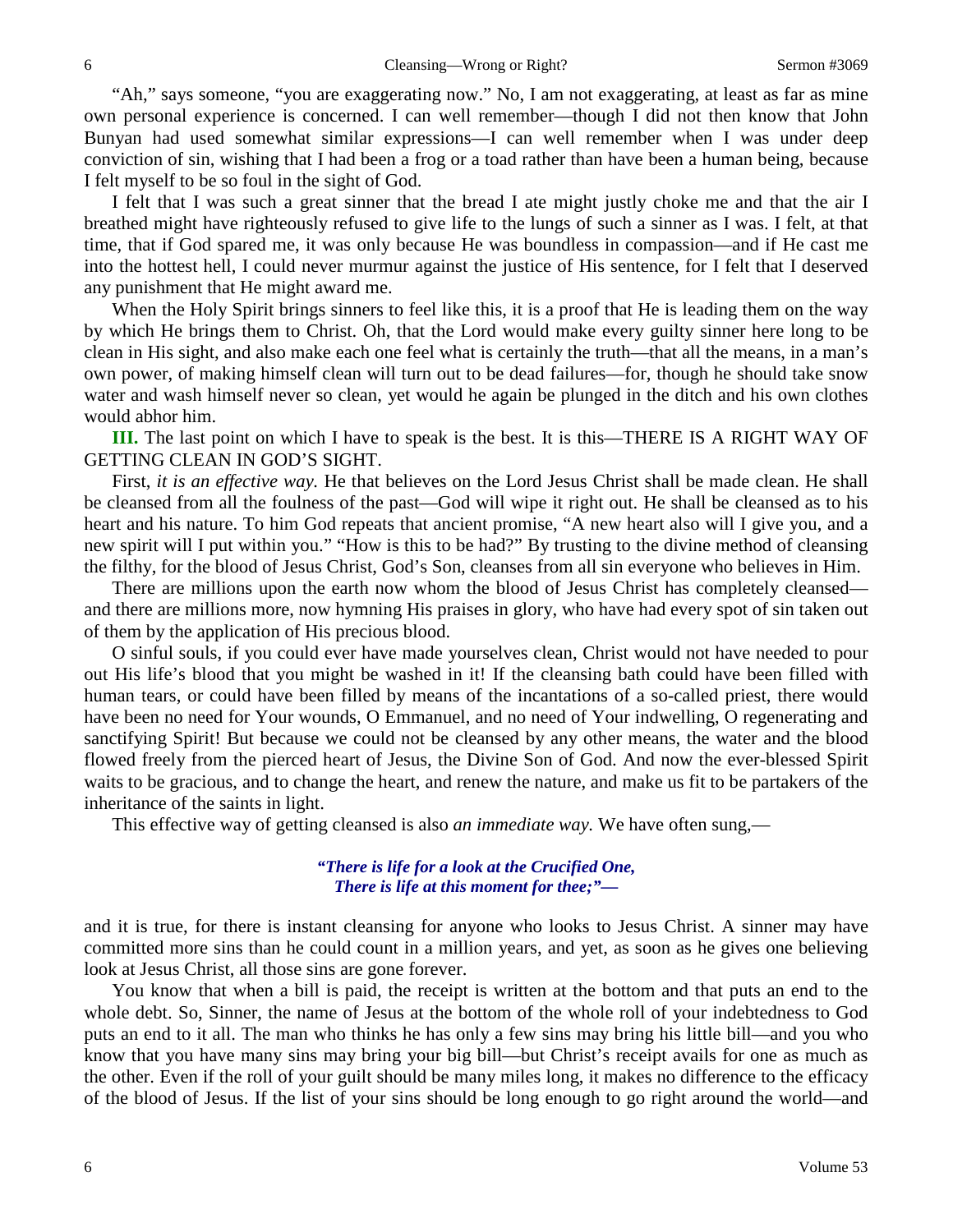"Ah," says someone, "you are exaggerating now." No, I am not exaggerating, at least as far as mine own personal experience is concerned. I can well remember—though I did not then know that John Bunyan had used somewhat similar expressions—I can well remember when I was under deep conviction of sin, wishing that I had been a frog or a toad rather than have been a human being, because I felt myself to be so foul in the sight of God.

I felt that I was such a great sinner that the bread I ate might justly choke me and that the air I breathed might have righteously refused to give life to the lungs of such a sinner as I was. I felt, at that time, that if God spared me, it was only because He was boundless in compassion—and if He cast me into the hottest hell, I could never murmur against the justice of His sentence, for I felt that I deserved any punishment that He might award me.

When the Holy Spirit brings sinners to feel like this, it is a proof that He is leading them on the way by which He brings them to Christ. Oh, that the Lord would make every guilty sinner here long to be clean in His sight, and also make each one feel what is certainly the truth—that all the means, in a man's own power, of making himself clean will turn out to be dead failures—for, though he should take snow water and wash himself never so clean, yet would he again be plunged in the ditch and his own clothes would abhor him.

**III.** The last point on which I have to speak is the best. It is this—THERE IS A RIGHT WAY OF GETTING CLEAN IN GOD'S SIGHT.

First, *it is an effective way.* He that believes on the Lord Jesus Christ shall be made clean. He shall be cleansed from all the foulness of the past—God will wipe it right out. He shall be cleansed as to his heart and his nature. To him God repeats that ancient promise, "A new heart also will I give you, and a new spirit will I put within you." "How is this to be had?" By trusting to the divine method of cleansing the filthy, for the blood of Jesus Christ, God's Son, cleanses from all sin everyone who believes in Him.

There are millions upon the earth now whom the blood of Jesus Christ has completely cleansed—and there are millions more, now hymning His praises in glory, who have had every spot of sin taken out of them by the application of His precious blood.

O sinful souls, if you could ever have made yourselves clean, Christ would not have needed to pour out His life's blood that you might be washed in it! If the cleansing bath could have been filled with human tears, or could have been filled by means of the incantations of a so-called priest, there would have been no need for Your wounds, O Emmanuel, and no need of Your indwelling, O regenerating and sanctifying Spirit! But because we could not be cleansed by any other means, the water and the blood flowed freely from the pierced heart of Jesus, the Divine Son of God. And now the ever-blessed Spirit waits to be gracious, and to change the heart, and renew the nature, and make us fit to be partakers of the inheritance of the saints in light.

This effective way of getting cleansed is also *an immediate way.* We have often sung,—

> ***"There is life for a look at the Crucified One,***
> ***There is life at this moment for thee;"—***

and it is true, for there is instant cleansing for anyone who looks to Jesus Christ. A sinner may have committed more sins than he could count in a million years, and yet, as soon as he gives one believing look at Jesus Christ, all those sins are gone forever.

You know that when a bill is paid, the receipt is written at the bottom and that puts an end to the whole debt. So, Sinner, the name of Jesus at the bottom of the whole roll of your indebtedness to God puts an end to it all. The man who thinks he has only a few sins may bring his little bill—and you who know that you have many sins may bring your big bill—but Christ's receipt avails for one as much as the other. Even if the roll of your guilt should be many miles long, it makes no difference to the efficacy of the blood of Jesus. If the list of your sins should be long enough to go right around the world—and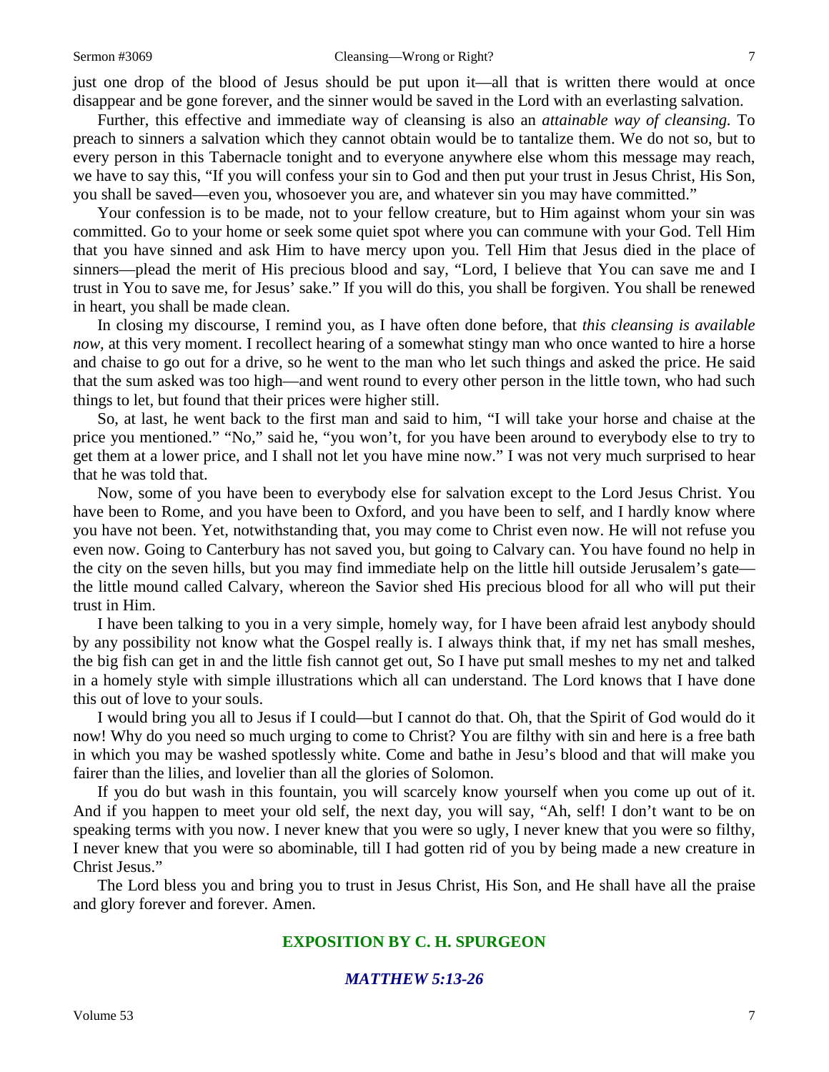just one drop of the blood of Jesus should be put upon it—all that is written there would at once disappear and be gone forever, and the sinner would be saved in the Lord with an everlasting salvation.

Further, this effective and immediate way of cleansing is also an *attainable way of cleansing.* To preach to sinners a salvation which they cannot obtain would be to tantalize them. We do not so, but to every person in this Tabernacle tonight and to everyone anywhere else whom this message may reach, we have to say this, "If you will confess your sin to God and then put your trust in Jesus Christ, His Son, you shall be saved—even you, whosoever you are, and whatever sin you may have committed."

Your confession is to be made, not to your fellow creature, but to Him against whom your sin was committed. Go to your home or seek some quiet spot where you can commune with your God. Tell Him that you have sinned and ask Him to have mercy upon you. Tell Him that Jesus died in the place of sinners—plead the merit of His precious blood and say, "Lord, I believe that You can save me and I trust in You to save me, for Jesus' sake." If you will do this, you shall be forgiven. You shall be renewed in heart, you shall be made clean.

In closing my discourse, I remind you, as I have often done before, that *this cleansing is available now,* at this very moment. I recollect hearing of a somewhat stingy man who once wanted to hire a horse and chaise to go out for a drive, so he went to the man who let such things and asked the price. He said that the sum asked was too high—and went round to every other person in the little town, who had such things to let, but found that their prices were higher still.

So, at last, he went back to the first man and said to him, "I will take your horse and chaise at the price you mentioned." "No," said he, "you won't, for you have been around to everybody else to try to get them at a lower price, and I shall not let you have mine now." I was not very much surprised to hear that he was told that.

Now, some of you have been to everybody else for salvation except to the Lord Jesus Christ. You have been to Rome, and you have been to Oxford, and you have been to self, and I hardly know where you have not been. Yet, notwithstanding that, you may come to Christ even now. He will not refuse you even now. Going to Canterbury has not saved you, but going to Calvary can. You have found no help in the city on the seven hills, but you may find immediate help on the little hill outside Jerusalem's gate—the little mound called Calvary, whereon the Savior shed His precious blood for all who will put their trust in Him.

I have been talking to you in a very simple, homely way, for I have been afraid lest anybody should by any possibility not know what the Gospel really is. I always think that, if my net has small meshes, the big fish can get in and the little fish cannot get out, So I have put small meshes to my net and talked in a homely style with simple illustrations which all can understand. The Lord knows that I have done this out of love to your souls.

I would bring you all to Jesus if I could—but I cannot do that. Oh, that the Spirit of God would do it now! Why do you need so much urging to come to Christ? You are filthy with sin and here is a free bath in which you may be washed spotlessly white. Come and bathe in Jesu's blood and that will make you fairer than the lilies, and lovelier than all the glories of Solomon.

If you do but wash in this fountain, you will scarcely know yourself when you come up out of it. And if you happen to meet your old self, the next day, you will say, "Ah, self! I don't want to be on speaking terms with you now. I never knew that you were so ugly, I never knew that you were so filthy, I never knew that you were so abominable, till I had gotten rid of you by being made a new creature in Christ Jesus."

The Lord bless you and bring you to trust in Jesus Christ, His Son, and He shall have all the praise and glory forever and forever. Amen.

## EXPOSITION BY C. H. SPURGEON

### *MATTHEW 5:13-26*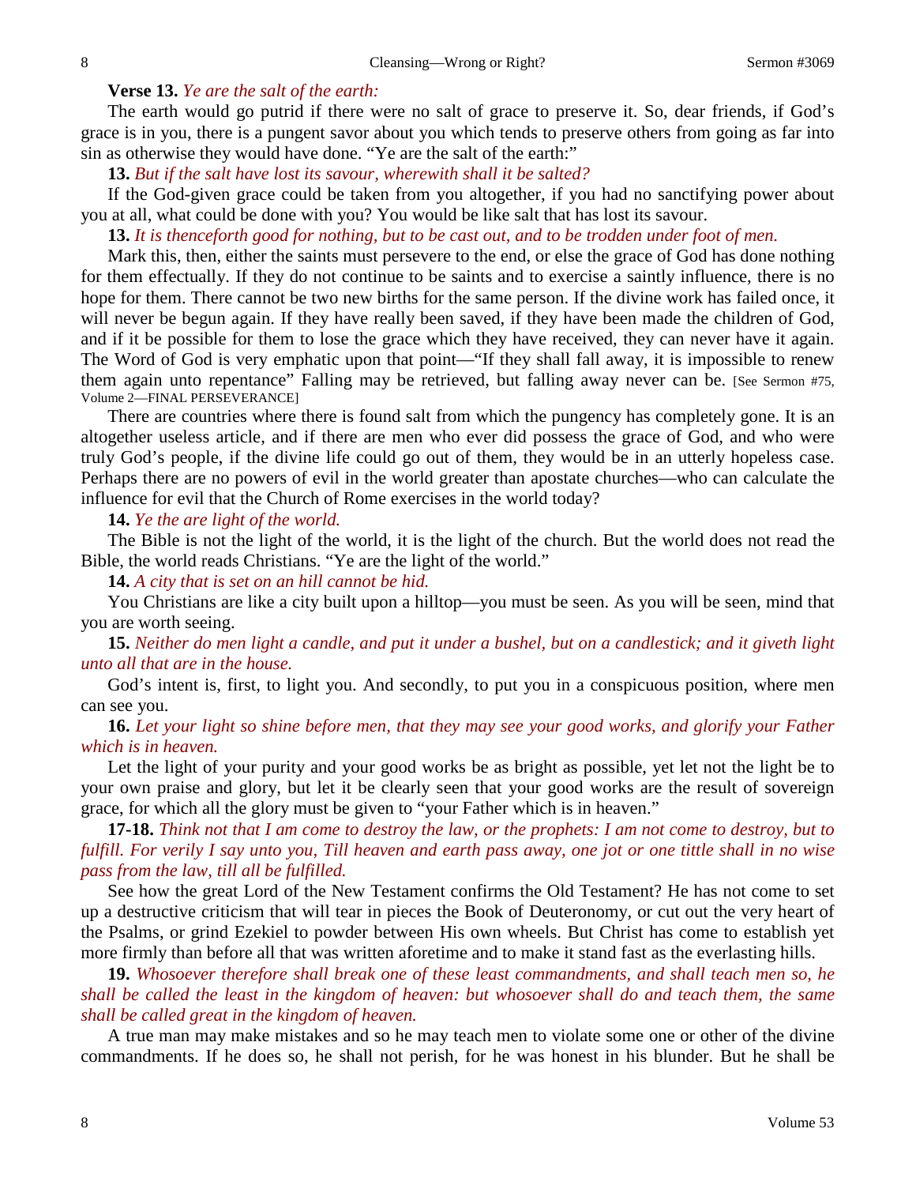**Verse 13.** *Ye are the salt of the earth:*

The earth would go putrid if there were no salt of grace to preserve it. So, dear friends, if God's grace is in you, there is a pungent savor about you which tends to preserve others from going as far into sin as otherwise they would have done. "Ye are the salt of the earth:"

**13.** *But if the salt have lost its savour, wherewith shall it be salted?*

If the God-given grace could be taken from you altogether, if you had no sanctifying power about you at all, what could be done with you? You would be like salt that has lost its savour.

**13.** *It is thenceforth good for nothing, but to be cast out, and to be trodden under foot of men.*

Mark this, then, either the saints must persevere to the end, or else the grace of God has done nothing for them effectually. If they do not continue to be saints and to exercise a saintly influence, there is no hope for them. There cannot be two new births for the same person. If the divine work has failed once, it will never be begun again. If they have really been saved, if they have been made the children of God, and if it be possible for them to lose the grace which they have received, they can never have it again. The Word of God is very emphatic upon that point—"If they shall fall away, it is impossible to renew them again unto repentance" Falling may be retrieved, but falling away never can be. [See Sermon #75, Volume 2—FINAL PERSEVERANCE]

There are countries where there is found salt from which the pungency has completely gone. It is an altogether useless article, and if there are men who ever did possess the grace of God, and who were truly God's people, if the divine life could go out of them, they would be in an utterly hopeless case. Perhaps there are no powers of evil in the world greater than apostate churches—who can calculate the influence for evil that the Church of Rome exercises in the world today?

**14.** *Ye the are light of the world.*

The Bible is not the light of the world, it is the light of the church. But the world does not read the Bible, the world reads Christians. "Ye are the light of the world."

**14.** *A city that is set on an hill cannot be hid.*

You Christians are like a city built upon a hilltop—you must be seen. As you will be seen, mind that you are worth seeing.

**15.** *Neither do men light a candle, and put it under a bushel, but on a candlestick; and it giveth light unto all that are in the house.*

God's intent is, first, to light you. And secondly, to put you in a conspicuous position, where men can see you.

**16.** *Let your light so shine before men, that they may see your good works, and glorify your Father which is in heaven.*

Let the light of your purity and your good works be as bright as possible, yet let not the light be to your own praise and glory, but let it be clearly seen that your good works are the result of sovereign grace, for which all the glory must be given to "your Father which is in heaven."

**17-18.** *Think not that I am come to destroy the law, or the prophets: I am not come to destroy, but to fulfill. For verily I say unto you, Till heaven and earth pass away, one jot or one tittle shall in no wise pass from the law, till all be fulfilled.*

See how the great Lord of the New Testament confirms the Old Testament? He has not come to set up a destructive criticism that will tear in pieces the Book of Deuteronomy, or cut out the very heart of the Psalms, or grind Ezekiel to powder between His own wheels. But Christ has come to establish yet more firmly than before all that was written aforetime and to make it stand fast as the everlasting hills.

**19.** *Whosoever therefore shall break one of these least commandments, and shall teach men so, he shall be called the least in the kingdom of heaven: but whosoever shall do and teach them, the same shall be called great in the kingdom of heaven.*

A true man may make mistakes and so he may teach men to violate some one or other of the divine commandments. If he does so, he shall not perish, for he was honest in his blunder. But he shall be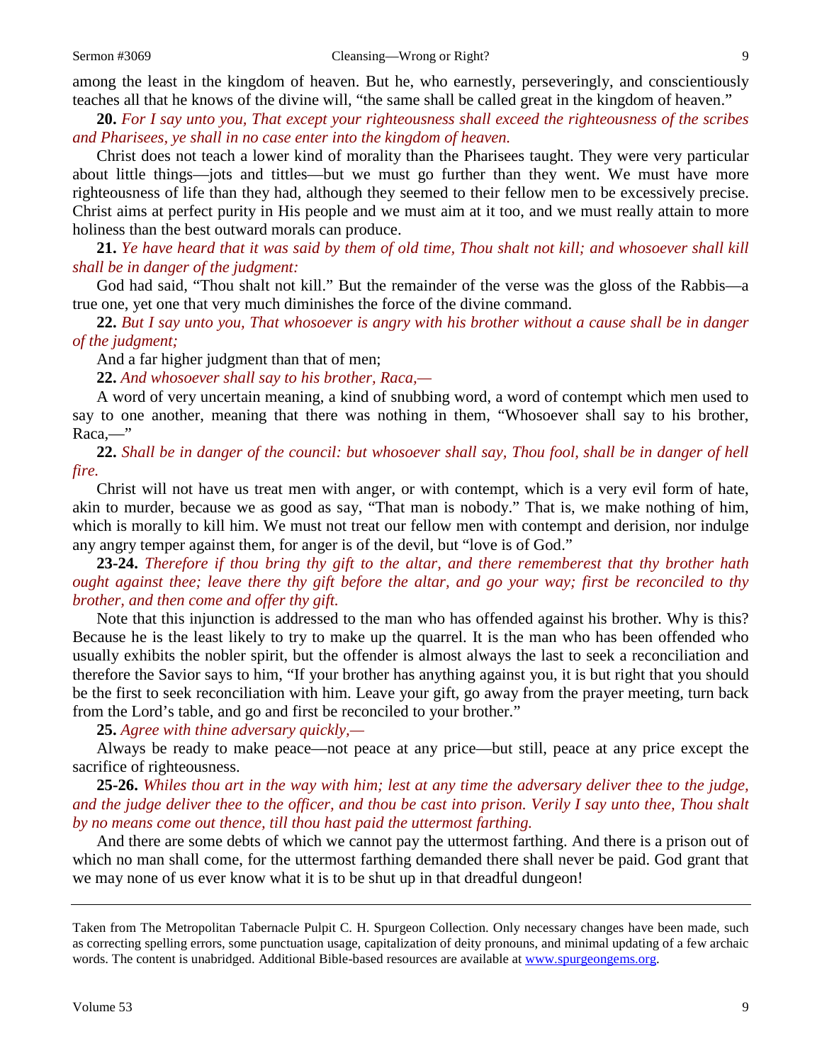among the least in the kingdom of heaven. But he, who earnestly, perseveringly, and conscientiously teaches all that he knows of the divine will, "the same shall be called great in the kingdom of heaven."

**20.** *For I say unto you, That except your righteousness shall exceed the righteousness of the scribes and Pharisees, ye shall in no case enter into the kingdom of heaven.*

Christ does not teach a lower kind of morality than the Pharisees taught. They were very particular about little things—jots and tittles—but we must go further than they went. We must have more righteousness of life than they had, although they seemed to their fellow men to be excessively precise. Christ aims at perfect purity in His people and we must aim at it too, and we must really attain to more holiness than the best outward morals can produce.

**21.** *Ye have heard that it was said by them of old time, Thou shalt not kill; and whosoever shall kill shall be in danger of the judgment:*

God had said, "Thou shalt not kill." But the remainder of the verse was the gloss of the Rabbis—a true one, yet one that very much diminishes the force of the divine command.

**22.** *But I say unto you, That whosoever is angry with his brother without a cause shall be in danger of the judgment;*

And a far higher judgment than that of men;

**22.** *And whosoever shall say to his brother, Raca,—*

A word of very uncertain meaning, a kind of snubbing word, a word of contempt which men used to say to one another, meaning that there was nothing in them, "Whosoever shall say to his brother, Raca,—"

**22.** *Shall be in danger of the council: but whosoever shall say, Thou fool, shall be in danger of hell fire.*

Christ will not have us treat men with anger, or with contempt, which is a very evil form of hate, akin to murder, because we as good as say, "That man is nobody." That is, we make nothing of him, which is morally to kill him. We must not treat our fellow men with contempt and derision, nor indulge any angry temper against them, for anger is of the devil, but "love is of God."

**23-24.** *Therefore if thou bring thy gift to the altar, and there rememberest that thy brother hath ought against thee; leave there thy gift before the altar, and go your way; first be reconciled to thy brother, and then come and offer thy gift.*

Note that this injunction is addressed to the man who has offended against his brother. Why is this? Because he is the least likely to try to make up the quarrel. It is the man who has been offended who usually exhibits the nobler spirit, but the offender is almost always the last to seek a reconciliation and therefore the Savior says to him, "If your brother has anything against you, it is but right that you should be the first to seek reconciliation with him. Leave your gift, go away from the prayer meeting, turn back from the Lord's table, and go and first be reconciled to your brother."

**25.** *Agree with thine adversary quickly,—*

Always be ready to make peace—not peace at any price—but still, peace at any price except the sacrifice of righteousness.

**25-26.** *Whiles thou art in the way with him; lest at any time the adversary deliver thee to the judge, and the judge deliver thee to the officer, and thou be cast into prison. Verily I say unto thee, Thou shalt by no means come out thence, till thou hast paid the uttermost farthing.*

And there are some debts of which we cannot pay the uttermost farthing. And there is a prison out of which no man shall come, for the uttermost farthing demanded there shall never be paid. God grant that we may none of us ever know what it is to be shut up in that dreadful dungeon!

---

Taken from The Metropolitan Tabernacle Pulpit C. H. Spurgeon Collection. Only necessary changes have been made, such as correcting spelling errors, some punctuation usage, capitalization of deity pronouns, and minimal updating of a few archaic words. The content is unabridged. Additional Bible-based resources are available at www.spurgeongems.org.